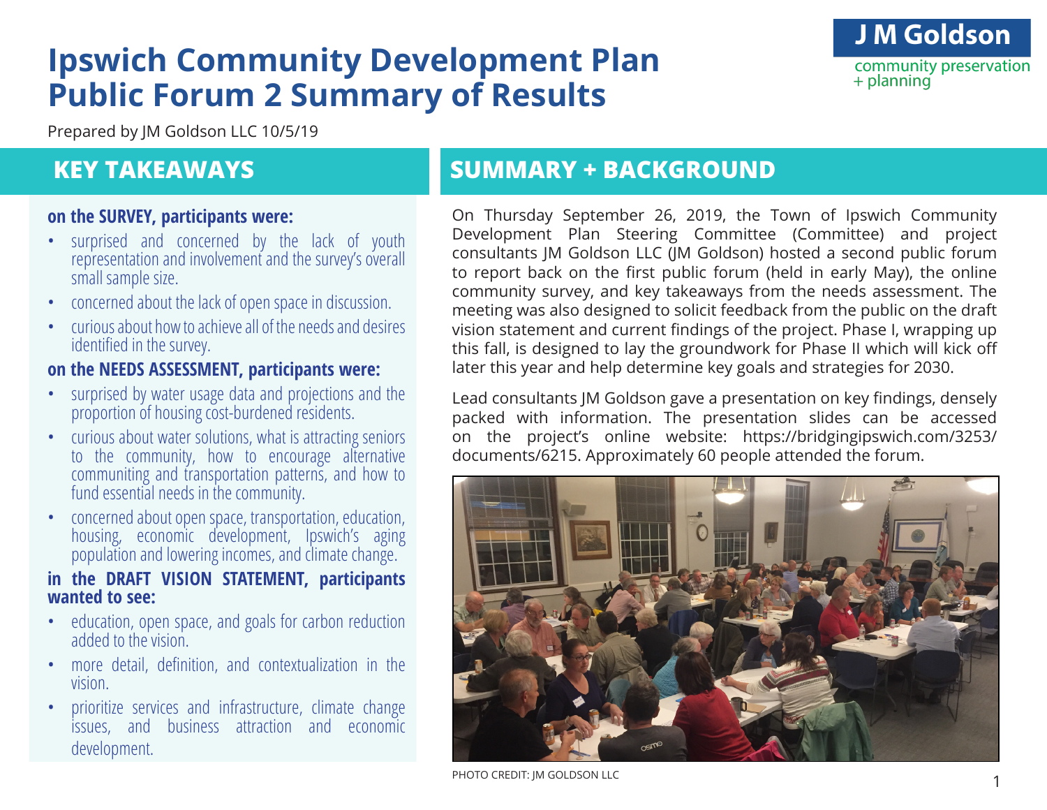# Ipswich Community Development Plan Public Forum 2 Summary of Results

**J M Goldson**
community preservation + planning

Prepared by JM Goldson LLC 10/5/19

## KEY TAKEAWAYS

**on the SURVEY, participants were:**

- surprised and concerned by the lack of youth representation and involvement and the survey's overall small sample size.
- concerned about the lack of open space in discussion.
- curious about how to achieve all of the needs and desires identified in the survey.

**on the NEEDS ASSESSMENT, participants were:**

- surprised by water usage data and projections and the proportion of housing cost-burdened residents.
- curious about water solutions, what is attracting seniors to the community, how to encourage alternative communiting and transportation patterns, and how to fund essential needs in the community.
- concerned about open space, transportation, education, housing, economic development, Ipswich's aging population and lowering incomes, and climate change.

**in the DRAFT VISION STATEMENT, participants wanted to see:**

- education, open space, and goals for carbon reduction added to the vision.
- more detail, definition, and contextualization in the vision.
- prioritize services and infrastructure, climate change issues, and business attraction and economic development.

## SUMMARY + BACKGROUND

On Thursday September 26, 2019, the Town of Ipswich Community Development Plan Steering Committee (Committee) and project consultants JM Goldson LLC (JM Goldson) hosted a second public forum to report back on the first public forum (held in early May), the online community survey, and key takeaways from the needs assessment. The meeting was also designed to solicit feedback from the public on the draft vision statement and current findings of the project. Phase I, wrapping up this fall, is designed to lay the groundwork for Phase II which will kick off later this year and help determine key goals and strategies for 2030.

Lead consultants JM Goldson gave a presentation on key findings, densely packed with information. The presentation slides can be accessed on the project's online website: https://bridgingipswich.com/3253/documents/6215. Approximately 60 people attended the forum.

PHOTO CREDIT: JM GOLDSON LLC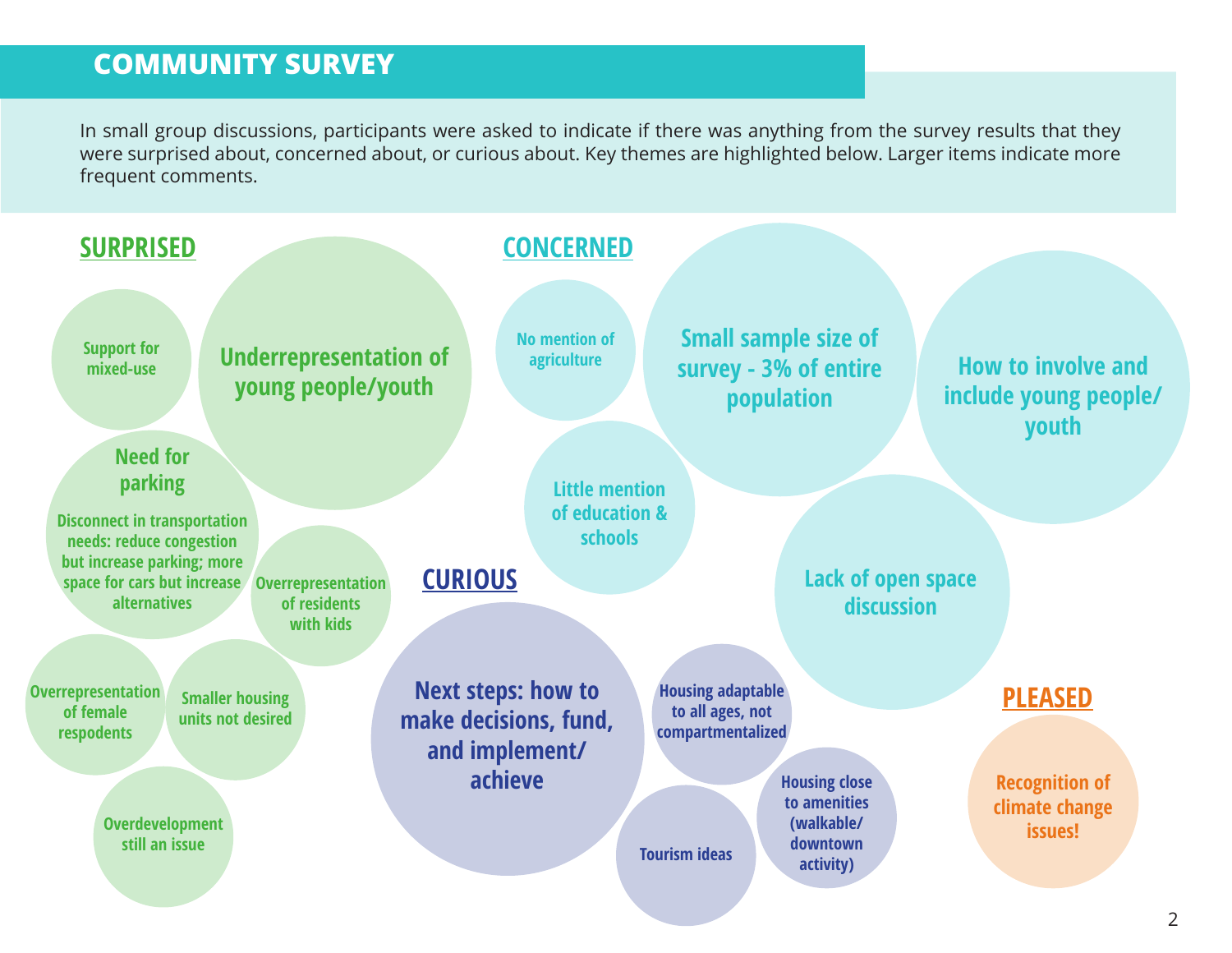# COMMUNITY SURVEY

In small group discussions, participants were asked to indicate if there was anything from the survey results that they were surprised about, concerned about, or curious about. Key themes are highlighted below. Larger items indicate more frequent comments.

## SURPRISED

- Underrepresentation of young people/youth
- Support for mixed-use
- Need for parking
- Disconnect in transportation needs: reduce congestion but increase parking; more space for cars but increase alternatives
- Overrepresentation of residents with kids
- Overrepresentation of female respodents
- Smaller housing units not desired
- Overdevelopment still an issue

## CONCERNED

- Small sample size of survey - 3% of entire population
- How to involve and include young people/ youth
- Lack of open space discussion
- No mention of agriculture
- Little mention of education & schools

## CURIOUS

- Next steps: how to make decisions, fund, and implement/ achieve
- Housing adaptable to all ages, not compartmentalized
- Housing close to amenities (walkable/ downtown activity)
- Tourism ideas

## PLEASED

- Recognition of climate change issues!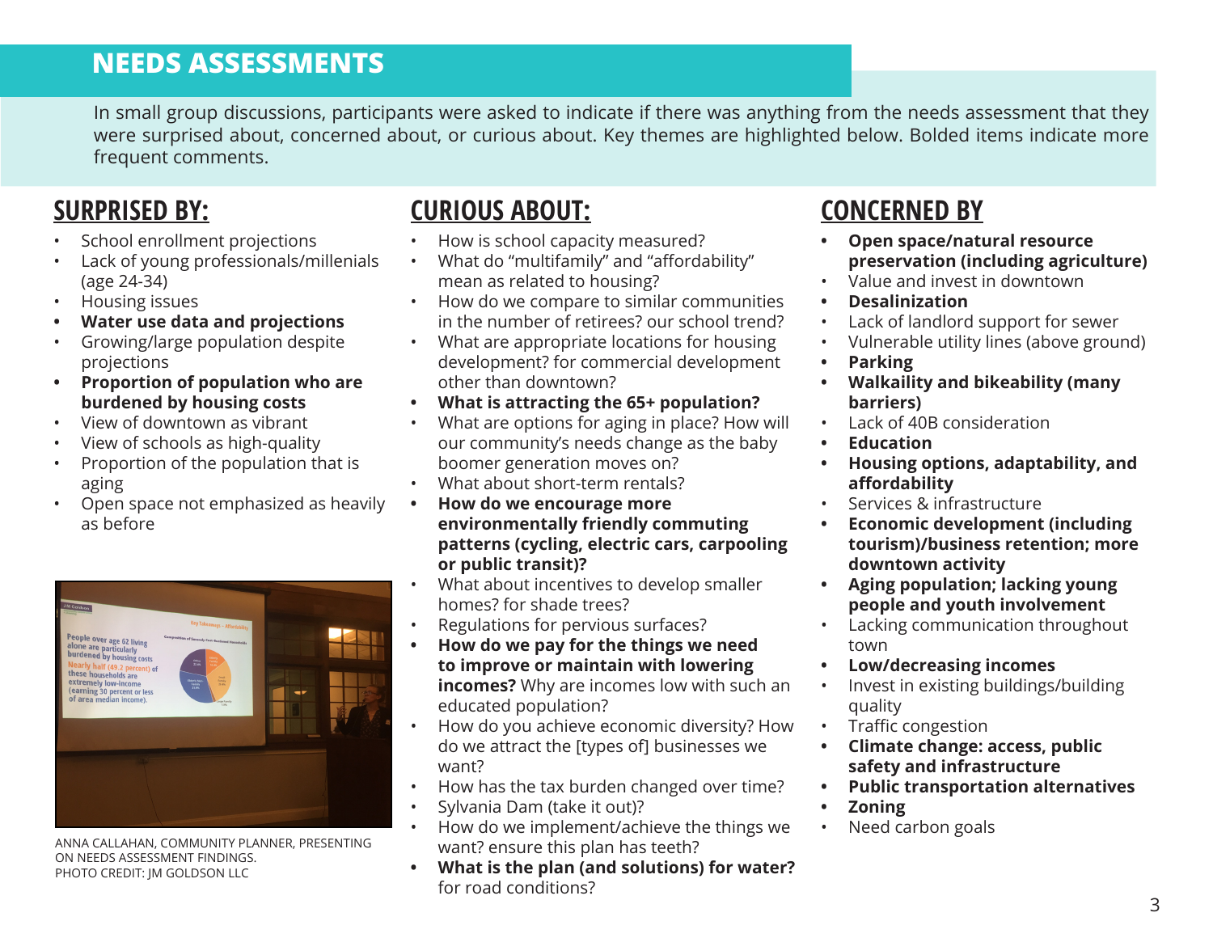# NEEDS ASSESSMENTS

In small group discussions, participants were asked to indicate if there was anything from the needs assessment that they were surprised about, concerned about, or curious about. Key themes are highlighted below. Bolded items indicate more frequent comments.

## SURPRISED BY:

- School enrollment projections
- Lack of young professionals/millenials (age 24-34)
- Housing issues
- **Water use data and projections**
- Growing/large population despite projections
- **Proportion of population who are burdened by housing costs**
- View of downtown as vibrant
- View of schools as high-quality
- Proportion of the population that is aging
- Open space not emphasized as heavily as before

ANNA CALLAHAN, COMMUNITY PLANNER, PRESENTING ON NEEDS ASSESSMENT FINDINGS.
PHOTO CREDIT: JM GOLDSON LLC

## CURIOUS ABOUT:

- How is school capacity measured?
- What do "multifamily" and "affordability" mean as related to housing?
- How do we compare to similar communities in the number of retirees? our school trend?
- What are appropriate locations for housing development? for commercial development other than downtown?
- **What is attracting the 65+ population?**
- What are options for aging in place? How will our community's needs change as the baby boomer generation moves on?
- What about short-term rentals?
- **How do we encourage more environmentally friendly commuting patterns (cycling, electric cars, carpooling or public transit)?**
- What about incentives to develop smaller homes? for shade trees?
- Regulations for pervious surfaces?
- **How do we pay for the things we need to improve or maintain with lowering incomes?** Why are incomes low with such an educated population?
- How do you achieve economic diversity? How do we attract the [types of] businesses we want?
- How has the tax burden changed over time?
- Sylvania Dam (take it out)?
- How do we implement/achieve the things we want? ensure this plan has teeth?
- **What is the plan (and solutions) for water?** for road conditions?

## CONCERNED BY

- **Open space/natural resource preservation (including agriculture)**
- Value and invest in downtown
- **Desalinization**
- Lack of landlord support for sewer
- Vulnerable utility lines (above ground)
- **Parking**
- **Walkaility and bikeability (many barriers)**
- Lack of 40B consideration
- **Education**
- **Housing options, adaptability, and affordability**
- Services & infrastructure
- **Economic development (including tourism)/business retention; more downtown activity**
- **Aging population; lacking young people and youth involvement**
- Lacking communication throughout town
- **Low/decreasing incomes**
- Invest in existing buildings/building quality
- Traffic congestion
- **Climate change: access, public safety and infrastructure**
- **Public transportation alternatives**
- **Zoning**
- Need carbon goals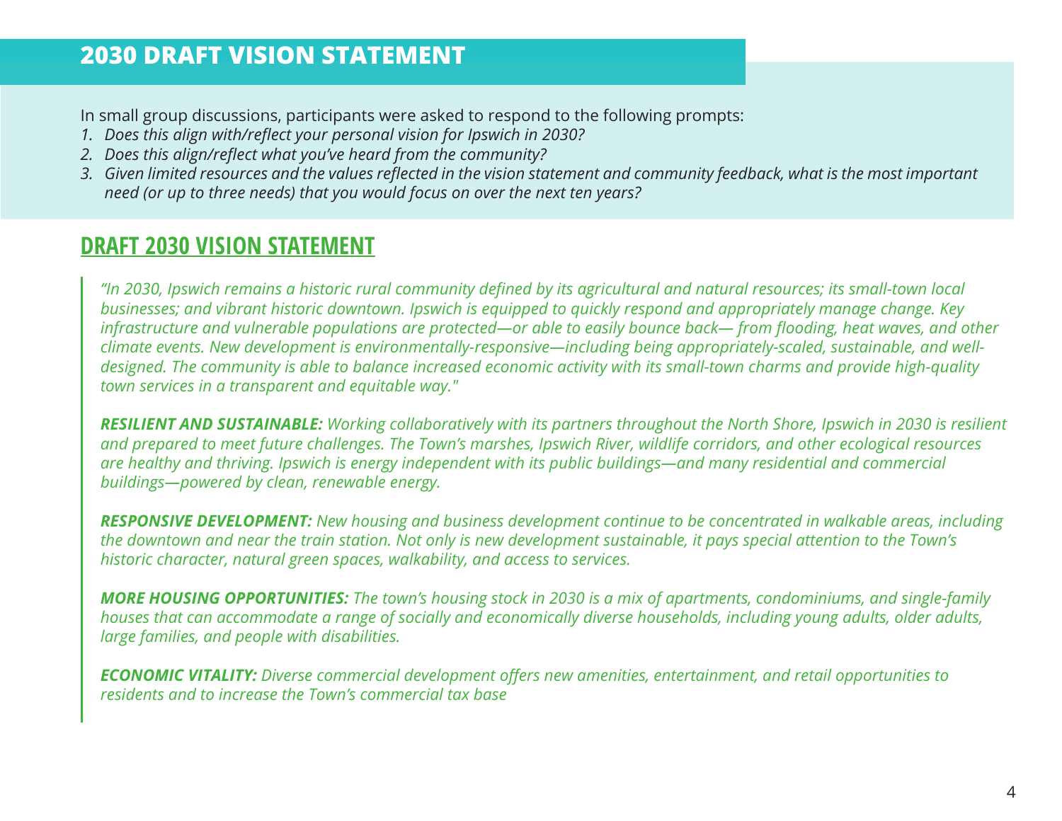## 2030 DRAFT VISION STATEMENT

In small group discussions, participants were asked to respond to the following prompts:

1. *Does this align with/reflect your personal vision for Ipswich in 2030?*
2. *Does this align/reflect what you've heard from the community?*
3. *Given limited resources and the values reflected in the vision statement and community feedback, what is the most important need (or up to three needs) that you would focus on over the next ten years?*

## DRAFT 2030 VISION STATEMENT

*"In 2030, Ipswich remains a historic rural community defined by its agricultural and natural resources; its small-town local businesses; and vibrant historic downtown. Ipswich is equipped to quickly respond and appropriately manage change. Key infrastructure and vulnerable populations are protected—or able to easily bounce back— from flooding, heat waves, and other climate events. New development is environmentally-responsive—including being appropriately-scaled, sustainable, and well-designed. The community is able to balance increased economic activity with its small-town charms and provide high-quality town services in a transparent and equitable way."*

***RESILIENT AND SUSTAINABLE:*** *Working collaboratively with its partners throughout the North Shore, Ipswich in 2030 is resilient and prepared to meet future challenges. The Town's marshes, Ipswich River, wildlife corridors, and other ecological resources are healthy and thriving. Ipswich is energy independent with its public buildings—and many residential and commercial buildings—powered by clean, renewable energy.*

***RESPONSIVE DEVELOPMENT:*** *New housing and business development continue to be concentrated in walkable areas, including the downtown and near the train station. Not only is new development sustainable, it pays special attention to the Town's historic character, natural green spaces, walkability, and access to services.*

***MORE HOUSING OPPORTUNITIES:*** *The town's housing stock in 2030 is a mix of apartments, condominiums, and single-family houses that can accommodate a range of socially and economically diverse households, including young adults, older adults, large families, and people with disabilities.*

***ECONOMIC VITALITY:*** *Diverse commercial development offers new amenities, entertainment, and retail opportunities to residents and to increase the Town's commercial tax base*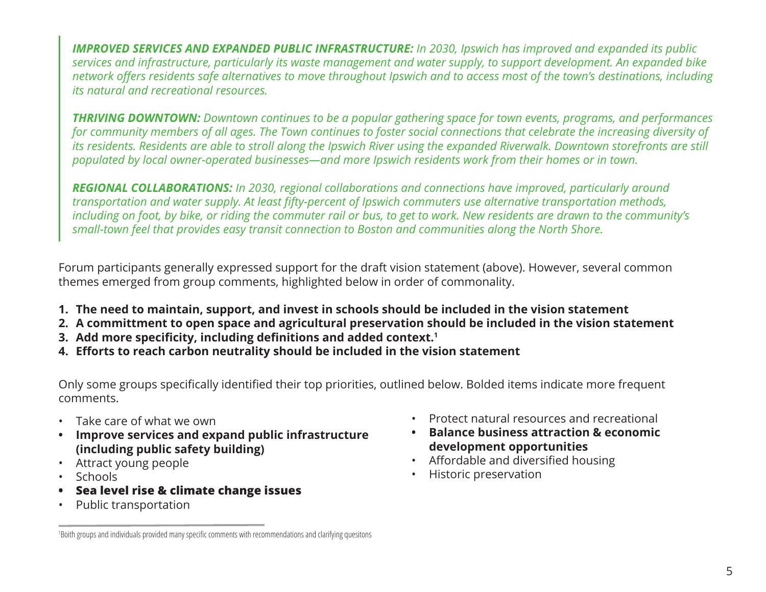***IMPROVED SERVICES AND EXPANDED PUBLIC INFRASTRUCTURE:*** *In 2030, Ipswich has improved and expanded its public services and infrastructure, particularly its waste management and water supply, to support development. An expanded bike network offers residents safe alternatives to move throughout Ipswich and to access most of the town's destinations, including its natural and recreational resources.*

***THRIVING DOWNTOWN:*** *Downtown continues to be a popular gathering space for town events, programs, and performances for community members of all ages. The Town continues to foster social connections that celebrate the increasing diversity of its residents. Residents are able to stroll along the Ipswich River using the expanded Riverwalk. Downtown storefronts are still populated by local owner-operated businesses—and more Ipswich residents work from their homes or in town.*

***REGIONAL COLLABORATIONS:*** *In 2030, regional collaborations and connections have improved, particularly around transportation and water supply. At least fifty-percent of Ipswich commuters use alternative transportation methods, including on foot, by bike, or riding the commuter rail or bus, to get to work. New residents are drawn to the community's small-town feel that provides easy transit connection to Boston and communities along the North Shore.*

Forum participants generally expressed support for the draft vision statement (above). However, several common themes emerged from group comments, highlighted below in order of commonality.

1. **The need to maintain, support, and invest in schools should be included in the vision statement**
2. **A committment to open space and agricultural preservation should be included in the vision statement**
3. **Add more specificity, including definitions and added context.[1]**
4. **Efforts to reach carbon neutrality should be included in the vision statement**

Only some groups specifically identified their top priorities, outlined below. Bolded items indicate more frequent comments.

- Take care of what we own
- **Improve services and expand public infrastructure (including public safety building)**
- Attract young people
- Schools
- **Sea level rise & climate change issues**
- Public transportation
- Protect natural resources and recreational
- **Balance business attraction & economic development opportunities**
- Affordable and diversified housing
- Historic preservation

[1] Boith groups and individuals provided many specific comments with recommendations and clarifying quesitons